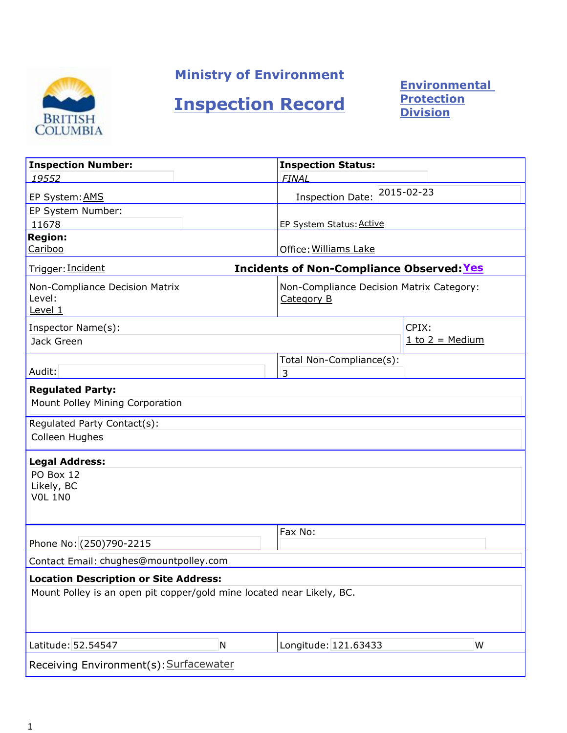# Ministry of Environment

# Inspection Record

**Environmental Protection Division**

| | |
|---|---|
| **Inspection Number:** 19552 | **Inspection Status:** FINAL |
| EP System: AMS | Inspection Date: 2015-02-23 |
| EP System Number: 11678 | EP System Status: Active |
| **Region:** Cariboo | Office: Williams Lake |
| Trigger: Incident | **Incidents of Non-Compliance Observed: Yes** |
| Non-Compliance Decision Matrix Level: Level 1 | Non-Compliance Decision Matrix Category: Category B |
| Inspector Name(s): Jack Green | CPIX: 1 to 2 = Medium |
| Audit: | Total Non-Compliance(s): 3 |

**Regulated Party:**
Mount Polley Mining Corporation

Regulated Party Contact(s):
Colleen Hughes

**Legal Address:**
PO Box 12
Likely, BC
V0L 1N0

| | |
|---|---|
| Phone No: (250)790-2215 | Fax No: |

Contact Email: chughes@mountpolley.com

**Location Description or Site Address:**
Mount Polley is an open pit copper/gold mine located near Likely, BC.

| | |
|---|---|
| Latitude: 52.54547 N | Longitude: 121.63433 W |

Receiving Environment(s): Surfacewater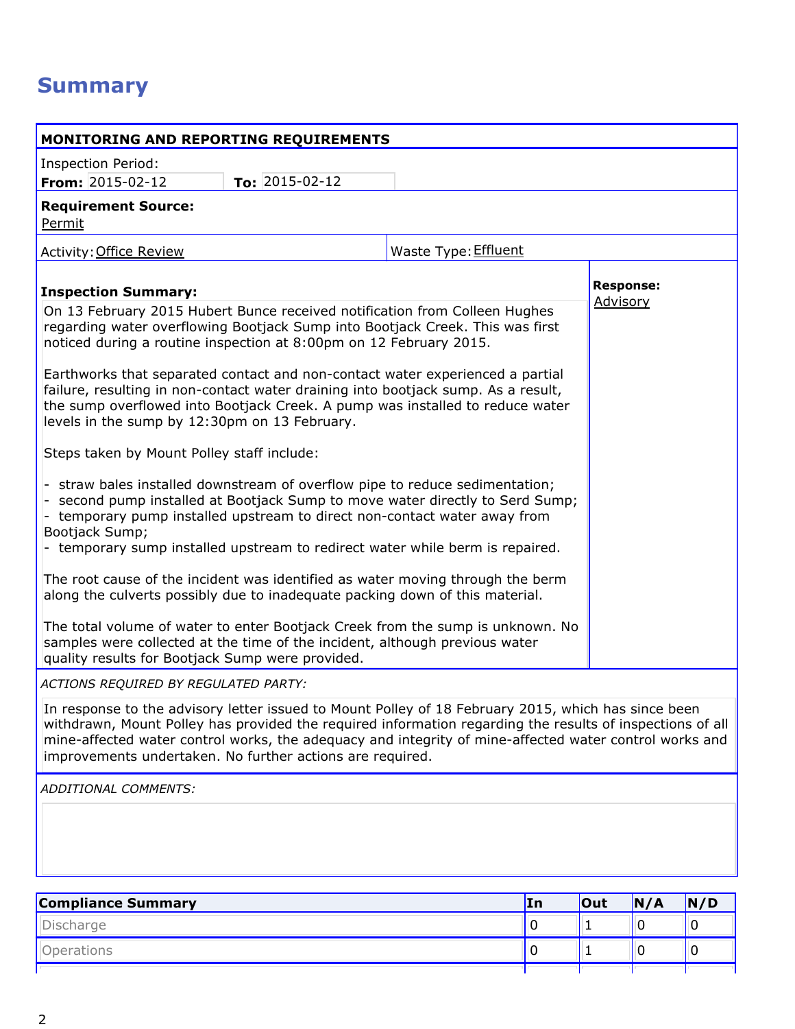# Summary

**MONITORING AND REPORTING REQUIREMENTS**

Inspection Period:
**From:** 2015-02-12 **To:** 2015-02-12

**Requirement Source:**
Permit

Activity: Office Review | Waste Type: Effluent

**Inspection Summary:**

On 13 February 2015 Hubert Bunce received notification from Colleen Hughes regarding water overflowing Bootjack Sump into Bootjack Creek. This was first noticed during a routine inspection at 8:00pm on 12 February 2015.

Earthworks that separated contact and non-contact water experienced a partial failure, resulting in non-contact water draining into bootjack sump. As a result, the sump overflowed into Bootjack Creek. A pump was installed to reduce water levels in the sump by 12:30pm on 13 February.

Steps taken by Mount Polley staff include:

- straw bales installed downstream of overflow pipe to reduce sedimentation;
- second pump installed at Bootjack Sump to move water directly to Serd Sump;
- temporary pump installed upstream to direct non-contact water away from Bootjack Sump;
- temporary sump installed upstream to redirect water while berm is repaired.

The root cause of the incident was identified as water moving through the berm along the culverts possibly due to inadequate packing down of this material.

The total volume of water to enter Bootjack Creek from the sump is unknown. No samples were collected at the time of the incident, although previous water quality results for Bootjack Sump were provided.

**Response:**
Advisory

*ACTIONS REQUIRED BY REGULATED PARTY:*

In response to the advisory letter issued to Mount Polley of 18 February 2015, which has since been withdrawn, Mount Polley has provided the required information regarding the results of inspections of all mine-affected water control works, the adequacy and integrity of mine-affected water control works and improvements undertaken. No further actions are required.

*ADDITIONAL COMMENTS:*

| Compliance Summary | In | Out | N/A | N/D |
|---|---|---|---|---|
| Discharge | 0 | 1 | 0 | 0 |
| Operations | 0 | 1 | 0 | 0 |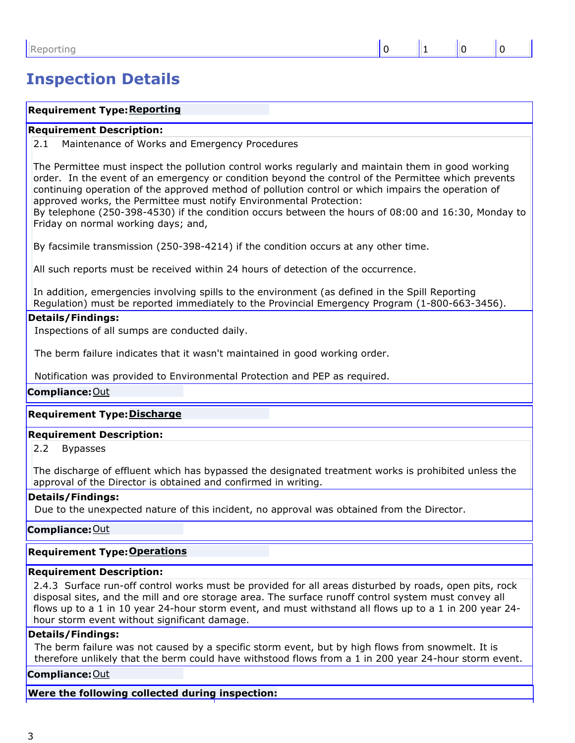| Reporting | 0 | 1 | 0 | 0 |
|---|---|---|---|---|

## Inspection Details

**Requirement Type:** Reporting

**Requirement Description:**

2.1 Maintenance of Works and Emergency Procedures

The Permittee must inspect the pollution control works regularly and maintain them in good working order. In the event of an emergency or condition beyond the control of the Permittee which prevents continuing operation of the approved method of pollution control or which impairs the operation of approved works, the Permittee must notify Environmental Protection:
By telephone (250-398-4530) if the condition occurs between the hours of 08:00 and 16:30, Monday to Friday on normal working days; and,

By facsimile transmission (250-398-4214) if the condition occurs at any other time.

All such reports must be received within 24 hours of detection of the occurrence.

In addition, emergencies involving spills to the environment (as defined in the Spill Reporting Regulation) must be reported immediately to the Provincial Emergency Program (1-800-663-3456).

**Details/Findings:**

Inspections of all sumps are conducted daily.

The berm failure indicates that it wasn't maintained in good working order.

Notification was provided to Environmental Protection and PEP as required.

**Compliance:** Out

---

**Requirement Type:** Discharge

**Requirement Description:**

2.2 Bypasses

The discharge of effluent which has bypassed the designated treatment works is prohibited unless the approval of the Director is obtained and confirmed in writing.

**Details/Findings:**

Due to the unexpected nature of this incident, no approval was obtained from the Director.

**Compliance:** Out

---

**Requirement Type:** Operations

**Requirement Description:**

2.4.3 Surface run-off control works must be provided for all areas disturbed by roads, open pits, rock disposal sites, and the mill and ore storage area. The surface runoff control system must convey all flows up to a 1 in 10 year 24-hour storm event, and must withstand all flows up to a 1 in 200 year 24-hour storm event without significant damage.

**Details/Findings:**

The berm failure was not caused by a specific storm event, but by high flows from snowmelt. It is therefore unlikely that the berm could have withstood flows from a 1 in 200 year 24-hour storm event.

**Compliance:** Out

---

**Were the following collected during inspection:**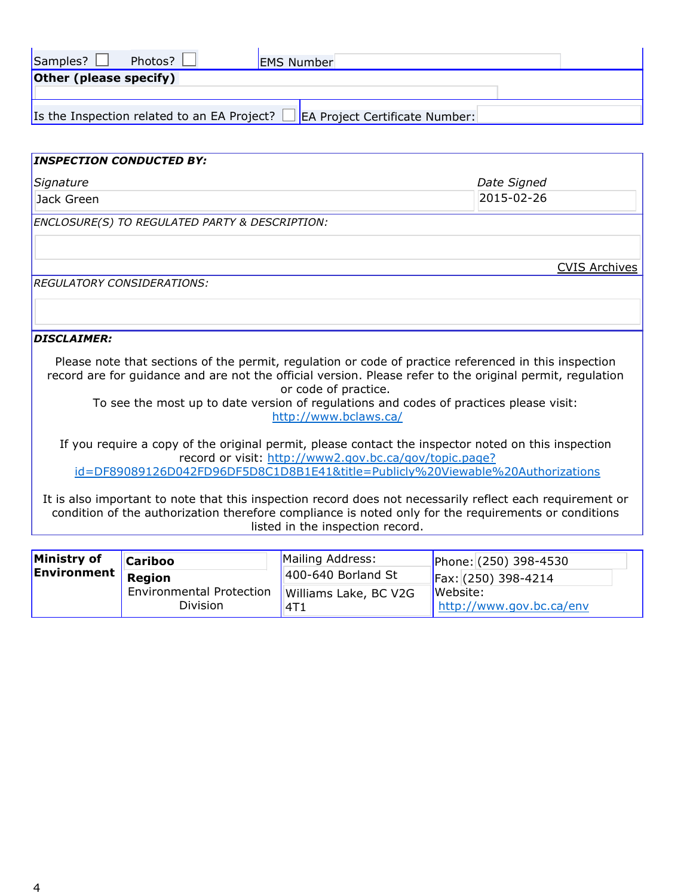| | | |
|---|---|---|
| Samples? ☐ | Photos? ☐ | EMS Number |

**Other (please specify)**

| | |
|---|---|
| Is the Inspection related to an EA Project? ☐ | EA Project Certificate Number: |

***INSPECTION CONDUCTED BY:***

| *Signature* | *Date Signed* |
|---|---|
| Jack Green | 2015-02-26 |

*ENCLOSURE(S) TO REGULATED PARTY & DESCRIPTION:*

CVIS Archives

*REGULATORY CONSIDERATIONS:*

***DISCLAIMER:***

Please note that sections of the permit, regulation or code of practice referenced in this inspection record are for guidance and are not the official version. Please refer to the original permit, regulation or code of practice.
To see the most up to date version of regulations and codes of practices please visit:
http://www.bclaws.ca/

If you require a copy of the original permit, please contact the inspector noted on this inspection record or visit: http://www2.gov.bc.ca/gov/topic.page?id=DF89089126D042FD96DF5D8C1D8B1E41&title=Publicly%20Viewable%20Authorizations

It is also important to note that this inspection record does not necessarily reflect each requirement or condition of the authorization therefore compliance is noted only for the requirements or conditions listed in the inspection record.

| | | | |
|---|---|---|---|
| **Ministry of Environment** | **Cariboo Region** Environmental Protection Division | Mailing Address: 400-640 Borland St Williams Lake, BC V2G 4T1 | Phone: (250) 398-4530 Fax: (250) 398-4214 Website: http://www.gov.bc.ca/env |